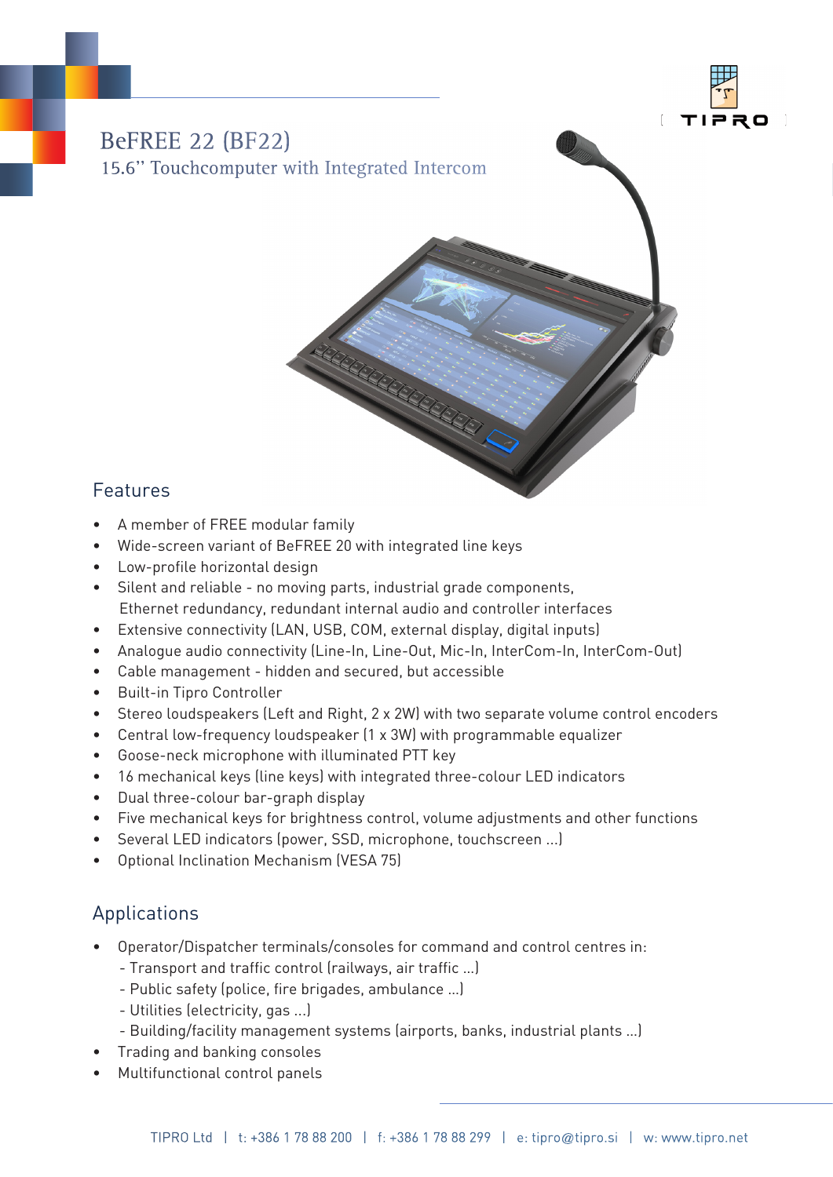# BeFREE 22 (BF22)

## 15.6" Touchcomputer with Integrated Intercom

## Features

- A member of FREE modular family
- Wide-screen variant of BeFREE 20 with integrated line keys
- Low-profile horizontal design
- Silent and reliable - no moving parts, industrial grade components, Ethernet redundancy, redundant internal audio and controller interfaces
- Extensive connectivity (LAN, USB, COM, external display, digital inputs)
- Analogue audio connectivity (Line-In, Line-Out, Mic-In, InterCom-In, InterCom-Out)
- Cable management - hidden and secured, but accessible
- Built-in Tipro Controller
- Stereo loudspeakers (Left and Right, 2 x 2W) with two separate volume control encoders
- Central low-frequency loudspeaker (1 x 3W) with programmable equalizer
- Goose-neck microphone with illuminated PTT key
- 16 mechanical keys (line keys) with integrated three-colour LED indicators
- Dual three-colour bar-graph display
- Five mechanical keys for brightness control, volume adjustments and other functions
- Several LED indicators (power, SSD, microphone, touchscreen ...)
- Optional Inclination Mechanism (VESA 75)

## Applications

- Operator/Dispatcher terminals/consoles for command and control centres in:
  - Transport and traffic control (railways, air traffic ...)
  - Public safety (police, fire brigades, ambulance ...)
  - Utilities (electricity, gas ...)
  - Building/facility management systems (airports, banks, industrial plants ...)
- Trading and banking consoles
- Multifunctional control panels

TIPRO Ltd | t: +386 1 78 88 200 | f: +386 1 78 88 299 | e: tipro@tipro.si | w: www.tipro.net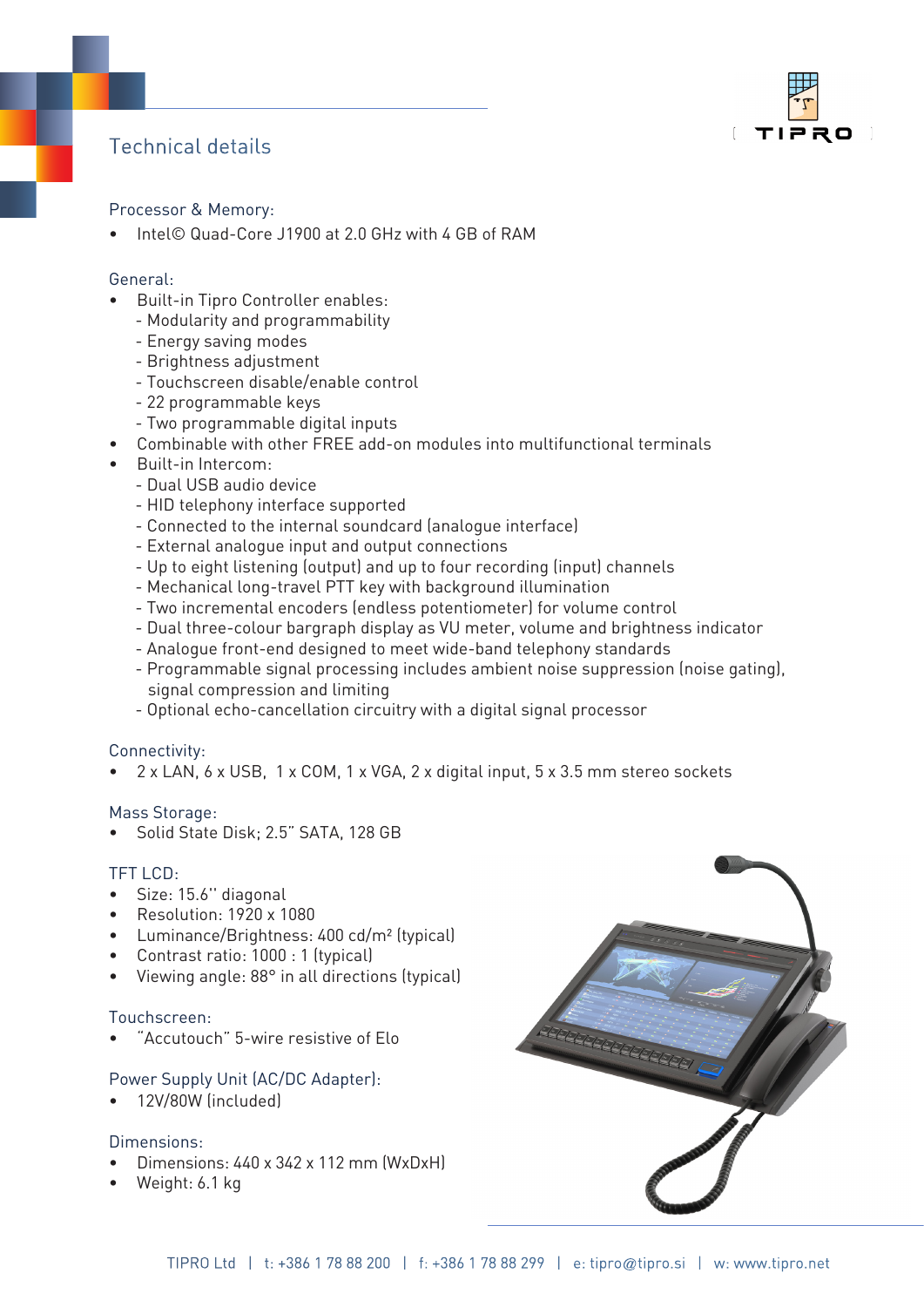## Technical details

### Processor & Memory:

- Intel© Quad-Core J1900 at 2.0 GHz with 4 GB of RAM

### General:

- Built-in Tipro Controller enables:
  - Modularity and programmability
  - Energy saving modes
  - Brightness adjustment
  - Touchscreen disable/enable control
  - 22 programmable keys
  - Two programmable digital inputs
- Combinable with other FREE add-on modules into multifunctional terminals
- Built-in Intercom:
  - Dual USB audio device
  - HID telephony interface supported
  - Connected to the internal soundcard (analogue interface)
  - External analogue input and output connections
  - Up to eight listening (output) and up to four recording (input) channels
  - Mechanical long-travel PTT key with background illumination
  - Two incremental encoders (endless potentiometer) for volume control
  - Dual three-colour bargraph display as VU meter, volume and brightness indicator
  - Analogue front-end designed to meet wide-band telephony standards
  - Programmable signal processing includes ambient noise suppression (noise gating), signal compression and limiting
  - Optional echo-cancellation circuitry with a digital signal processor

### Connectivity:

- 2 x LAN, 6 x USB, 1 x COM, 1 x VGA, 2 x digital input, 5 x 3.5 mm stereo sockets

### Mass Storage:

- Solid State Disk; 2.5" SATA, 128 GB

### TFT LCD:

- Size: 15.6'' diagonal
- Resolution: 1920 x 1080
- Luminance/Brightness: 400 cd/m² (typical)
- Contrast ratio: 1000 : 1 (typical)
- Viewing angle: 88° in all directions (typical)

### Touchscreen:

- "Accutouch" 5-wire resistive of Elo

### Power Supply Unit (AC/DC Adapter):

- 12V/80W (included)

### Dimensions:

- Dimensions: 440 x 342 x 112 mm (WxDxH)
- Weight: 6.1 kg

TIPRO Ltd | t: +386 1 78 88 200 | f: +386 1 78 88 299 | e: tipro@tipro.si | w: www.tipro.net